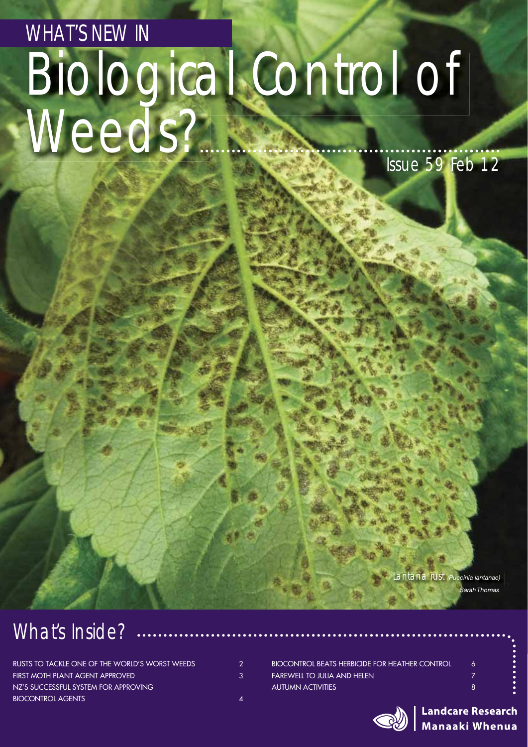# WHAT'S NEW IN Biological Control of Weeds?

Issue 59 Feb 12

Lantana rust *(Puccinia lantanae)*
*Sarah Thomas*

## What's Inside?

| | |
|---|---|
| RUSTS TO TACKLE ONE OF THE WORLD'S WORST WEEDS | 2 |
| FIRST MOTH PLANT AGENT APPROVED | 3 |
| NZ'S SUCCESSFUL SYSTEM FOR APPROVING BIOCONTROL AGENTS | 4 |
| BIOCONTROL BEATS HERBICIDE FOR HEATHER CONTROL | 6 |
| FAREWELL TO JULIA AND HELEN | 7 |
| AUTUMN ACTIVITIES | 8 |

Landcare Research
Manaaki Whenua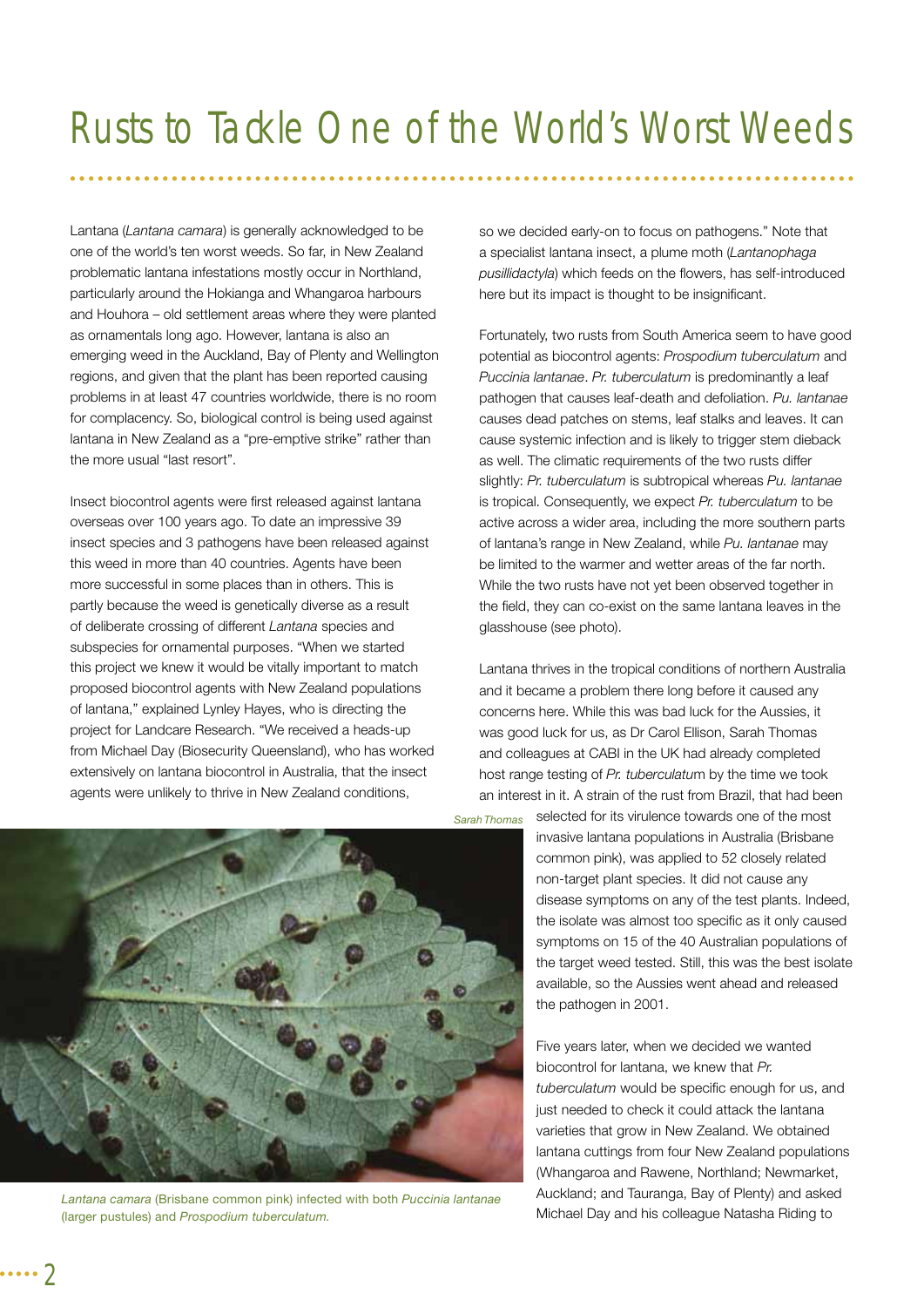# Rusts to Tackle One of the World's Worst Weeds

Lantana (*Lantana camara*) is generally acknowledged to be one of the world's ten worst weeds. So far, in New Zealand problematic lantana infestations mostly occur in Northland, particularly around the Hokianga and Whangaroa harbours and Houhora – old settlement areas where they were planted as ornamentals long ago. However, lantana is also an emerging weed in the Auckland, Bay of Plenty and Wellington regions, and given that the plant has been reported causing problems in at least 47 countries worldwide, there is no room for complacency. So, biological control is being used against lantana in New Zealand as a "pre-emptive strike" rather than the more usual "last resort".

Insect biocontrol agents were first released against lantana overseas over 100 years ago. To date an impressive 39 insect species and 3 pathogens have been released against this weed in more than 40 countries. Agents have been more successful in some places than in others. This is partly because the weed is genetically diverse as a result of deliberate crossing of different *Lantana* species and subspecies for ornamental purposes. "When we started this project we knew it would be vitally important to match proposed biocontrol agents with New Zealand populations of lantana," explained Lynley Hayes, who is directing the project for Landcare Research. "We received a heads-up from Michael Day (Biosecurity Queensland), who has worked extensively on lantana biocontrol in Australia, that the insect agents were unlikely to thrive in New Zealand conditions, so we decided early-on to focus on pathogens." Note that a specialist lantana insect, a plume moth (*Lantanophaga pusillidactyla*) which feeds on the flowers, has self-introduced here but its impact is thought to be insignificant.

Fortunately, two rusts from South America seem to have good potential as biocontrol agents: *Prospodium tuberculatum* and *Puccinia lantanae*. *Pr. tuberculatum* is predominantly a leaf pathogen that causes leaf-death and defoliation. *Pu. lantanae* causes dead patches on stems, leaf stalks and leaves. It can cause systemic infection and is likely to trigger stem dieback as well. The climatic requirements of the two rusts differ slightly: *Pr. tuberculatum* is subtropical whereas *Pu. lantanae* is tropical. Consequently, we expect *Pr. tuberculatum* to be active across a wider area, including the more southern parts of lantana's range in New Zealand, while *Pu. lantanae* may be limited to the warmer and wetter areas of the far north. While the two rusts have not yet been observed together in the field, they can co-exist on the same lantana leaves in the glasshouse (see photo).

Sarah Thomas

*Lantana camara* (Brisbane common pink) infected with both *Puccinia lantanae* (larger pustules) and *Prospodium tuberculatum.*

Lantana thrives in the tropical conditions of northern Australia and it became a problem there long before it caused any concerns here. While this was bad luck for the Aussies, it was good luck for us, as Dr Carol Ellison, Sarah Thomas and colleagues at CABI in the UK had already completed host range testing of *Pr. tuberculatum* by the time we took an interest in it. A strain of the rust from Brazil, that had been selected for its virulence towards one of the most invasive lantana populations in Australia (Brisbane common pink), was applied to 52 closely related non-target plant species. It did not cause any disease symptoms on any of the test plants. Indeed, the isolate was almost too specific as it only caused symptoms on 15 of the 40 Australian populations of the target weed tested. Still, this was the best isolate available, so the Aussies went ahead and released the pathogen in 2001.

Five years later, when we decided we wanted biocontrol for lantana, we knew that *Pr. tuberculatum* would be specific enough for us, and just needed to check it could attack the lantana varieties that grow in New Zealand. We obtained lantana cuttings from four New Zealand populations (Whangaroa and Rawene, Northland; Newmarket, Auckland; and Tauranga, Bay of Plenty) and asked Michael Day and his colleague Natasha Riding to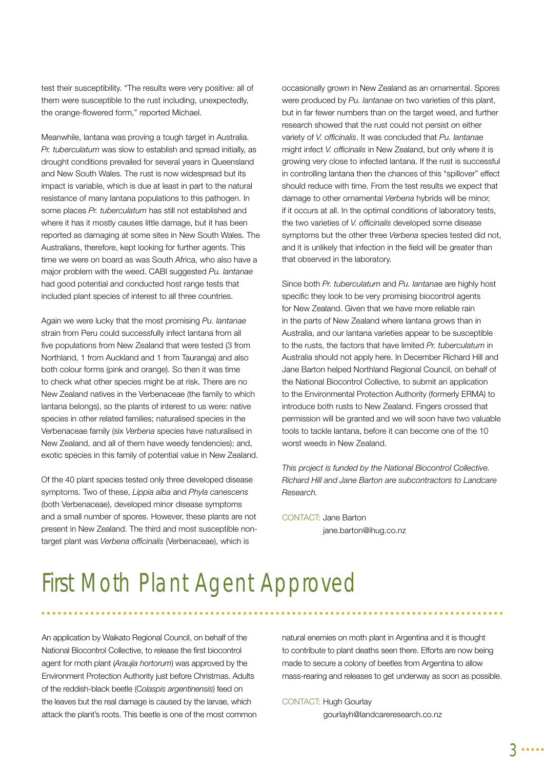test their susceptibility. "The results were very positive: all of them were susceptible to the rust including, unexpectedly, the orange-flowered form," reported Michael.

Meanwhile, lantana was proving a tough target in Australia. *Pr. tuberculatum* was slow to establish and spread initially, as drought conditions prevailed for several years in Queensland and New South Wales. The rust is now widespread but its impact is variable, which is due at least in part to the natural resistance of many lantana populations to this pathogen. In some places *Pr. tuberculatum* has still not established and where it has it mostly causes little damage, but it has been reported as damaging at some sites in New South Wales. The Australians, therefore, kept looking for further agents. This time we were on board as was South Africa, who also have a major problem with the weed. CABI suggested *Pu. lantanae* had good potential and conducted host range tests that included plant species of interest to all three countries.

Again we were lucky that the most promising *Pu. lantanae* strain from Peru could successfully infect lantana from all five populations from New Zealand that were tested (3 from Northland, 1 from Auckland and 1 from Tauranga) and also both colour forms (pink and orange). So then it was time to check what other species might be at risk. There are no New Zealand natives in the Verbenaceae (the family to which lantana belongs), so the plants of interest to us were: native species in other related families; naturalised species in the Verbenaceae family (six *Verbena* species have naturalised in New Zealand, and all of them have weedy tendencies); and, exotic species in this family of potential value in New Zealand.

Of the 40 plant species tested only three developed disease symptoms. Two of these, *Lippia alba* and *Phyla canescens* (both Verbenaceae), developed minor disease symptoms and a small number of spores. However, these plants are not present in New Zealand. The third and most susceptible non-target plant was *Verbena officinalis* (Verbenaceae), which is occasionally grown in New Zealand as an ornamental. Spores were produced by *Pu. lantanae* on two varieties of this plant, but in far fewer numbers than on the target weed, and further research showed that the rust could not persist on either variety of *V. officinalis*. It was concluded that *Pu. lantanae* might infect *V. officinalis* in New Zealand, but only where it is growing very close to infected lantana. If the rust is successful in controlling lantana then the chances of this "spillover" effect should reduce with time. From the test results we expect that damage to other ornamental *Verbena* hybrids will be minor, if it occurs at all. In the optimal conditions of laboratory tests, the two varieties of *V. officinalis* developed some disease symptoms but the other three *Verbena* species tested did not, and it is unlikely that infection in the field will be greater than that observed in the laboratory.

Since both *Pr. tuberculatum* and *Pu. lantanae* are highly host specific they look to be very promising biocontrol agents for New Zealand. Given that we have more reliable rain in the parts of New Zealand where lantana grows than in Australia, and our lantana varieties appear to be susceptible to the rusts, the factors that have limited *Pr. tuberculatum* in Australia should not apply here. In December Richard Hill and Jane Barton helped Northland Regional Council, on behalf of the National Biocontrol Collective, to submit an application to the Environmental Protection Authority (formerly ERMA) to introduce both rusts to New Zealand. Fingers crossed that permission will be granted and we will soon have two valuable tools to tackle lantana, before it can become one of the 10 worst weeds in New Zealand.

*This project is funded by the National Biocontrol Collective. Richard Hill and Jane Barton are subcontractors to Landcare Research.*

CONTACT: Jane Barton
jane.barton@ihug.co.nz

# First Moth Plant Agent Approved

An application by Waikato Regional Council, on behalf of the National Biocontrol Collective, to release the first biocontrol agent for moth plant (*Araujia hortorum*) was approved by the Environment Protection Authority just before Christmas. Adults of the reddish-black beetle (*Colaspis argentinensis*) feed on the leaves but the real damage is caused by the larvae, which attack the plant's roots. This beetle is one of the most common natural enemies on moth plant in Argentina and it is thought to contribute to plant deaths seen there. Efforts are now being made to secure a colony of beetles from Argentina to allow mass-rearing and releases to get underway as soon as possible.

CONTACT: Hugh Gourlay
gourlayh@landcareresearch.co.nz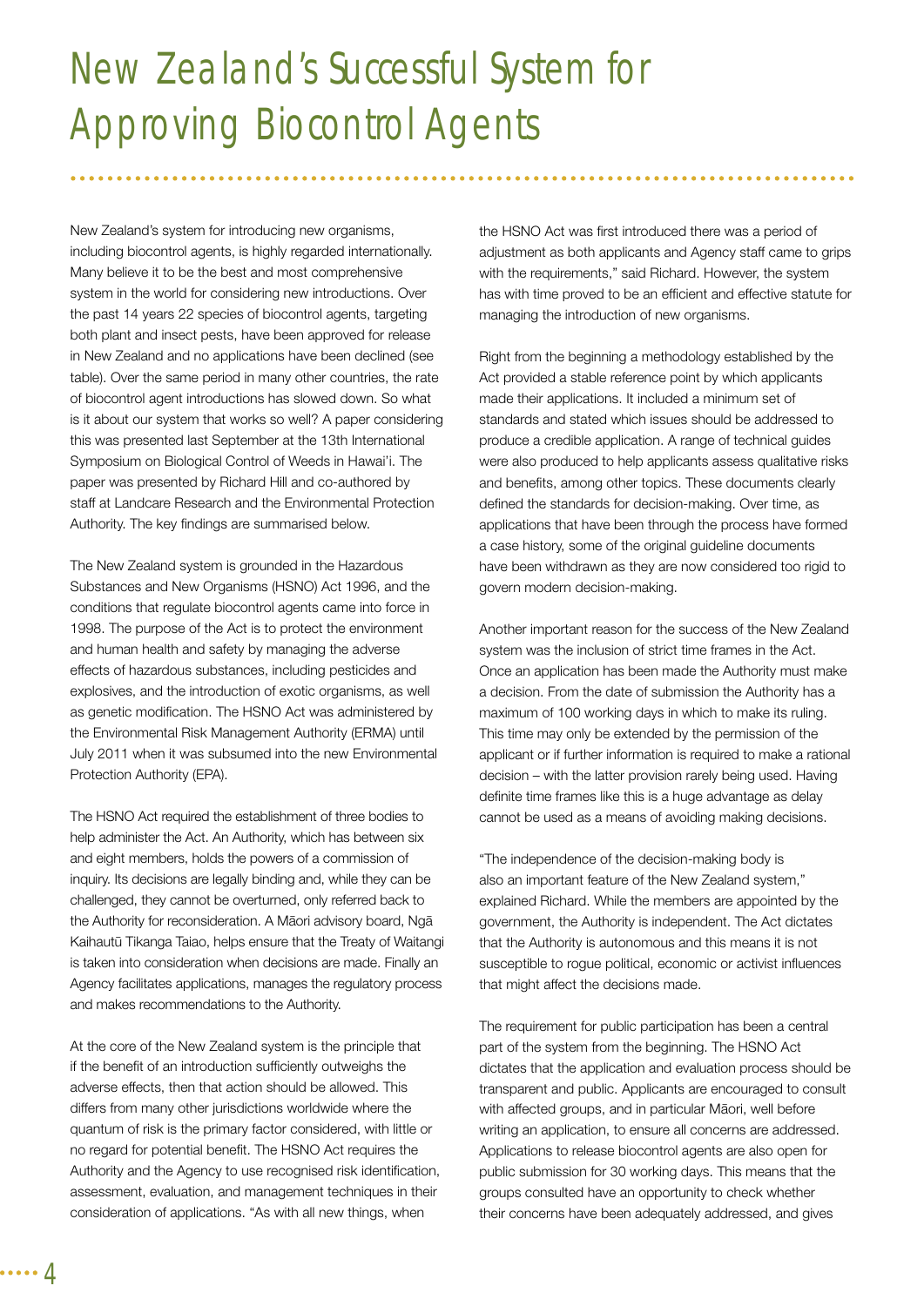# New Zealand's Successful System for Approving Biocontrol Agents

New Zealand's system for introducing new organisms, including biocontrol agents, is highly regarded internationally. Many believe it to be the best and most comprehensive system in the world for considering new introductions. Over the past 14 years 22 species of biocontrol agents, targeting both plant and insect pests, have been approved for release in New Zealand and no applications have been declined (see table). Over the same period in many other countries, the rate of biocontrol agent introductions has slowed down. So what is it about our system that works so well? A paper considering this was presented last September at the 13th International Symposium on Biological Control of Weeds in Hawai'i. The paper was presented by Richard Hill and co-authored by staff at Landcare Research and the Environmental Protection Authority. The key findings are summarised below.

The New Zealand system is grounded in the Hazardous Substances and New Organisms (HSNO) Act 1996, and the conditions that regulate biocontrol agents came into force in 1998. The purpose of the Act is to protect the environment and human health and safety by managing the adverse effects of hazardous substances, including pesticides and explosives, and the introduction of exotic organisms, as well as genetic modification. The HSNO Act was administered by the Environmental Risk Management Authority (ERMA) until July 2011 when it was subsumed into the new Environmental Protection Authority (EPA).

The HSNO Act required the establishment of three bodies to help administer the Act. An Authority, which has between six and eight members, holds the powers of a commission of inquiry. Its decisions are legally binding and, while they can be challenged, they cannot be overturned, only referred back to the Authority for reconsideration. A Māori advisory board, Ngā Kaihautū Tikanga Taiao, helps ensure that the Treaty of Waitangi is taken into consideration when decisions are made. Finally an Agency facilitates applications, manages the regulatory process and makes recommendations to the Authority.

At the core of the New Zealand system is the principle that if the benefit of an introduction sufficiently outweighs the adverse effects, then that action should be allowed. This differs from many other jurisdictions worldwide where the quantum of risk is the primary factor considered, with little or no regard for potential benefit. The HSNO Act requires the Authority and the Agency to use recognised risk identification, assessment, evaluation, and management techniques in their consideration of applications. "As with all new things, when the HSNO Act was first introduced there was a period of adjustment as both applicants and Agency staff came to grips with the requirements," said Richard. However, the system has with time proved to be an efficient and effective statute for managing the introduction of new organisms.

Right from the beginning a methodology established by the Act provided a stable reference point by which applicants made their applications. It included a minimum set of standards and stated which issues should be addressed to produce a credible application. A range of technical guides were also produced to help applicants assess qualitative risks and benefits, among other topics. These documents clearly defined the standards for decision-making. Over time, as applications that have been through the process have formed a case history, some of the original guideline documents have been withdrawn as they are now considered too rigid to govern modern decision-making.

Another important reason for the success of the New Zealand system was the inclusion of strict time frames in the Act. Once an application has been made the Authority must make a decision. From the date of submission the Authority has a maximum of 100 working days in which to make its ruling. This time may only be extended by the permission of the applicant or if further information is required to make a rational decision – with the latter provision rarely being used. Having definite time frames like this is a huge advantage as delay cannot be used as a means of avoiding making decisions.

"The independence of the decision-making body is also an important feature of the New Zealand system," explained Richard. While the members are appointed by the government, the Authority is independent. The Act dictates that the Authority is autonomous and this means it is not susceptible to rogue political, economic or activist influences that might affect the decisions made.

The requirement for public participation has been a central part of the system from the beginning. The HSNO Act dictates that the application and evaluation process should be transparent and public. Applicants are encouraged to consult with affected groups, and in particular Māori, well before writing an application, to ensure all concerns are addressed. Applications to release biocontrol agents are also open for public submission for 30 working days. This means that the groups consulted have an opportunity to check whether their concerns have been adequately addressed, and gives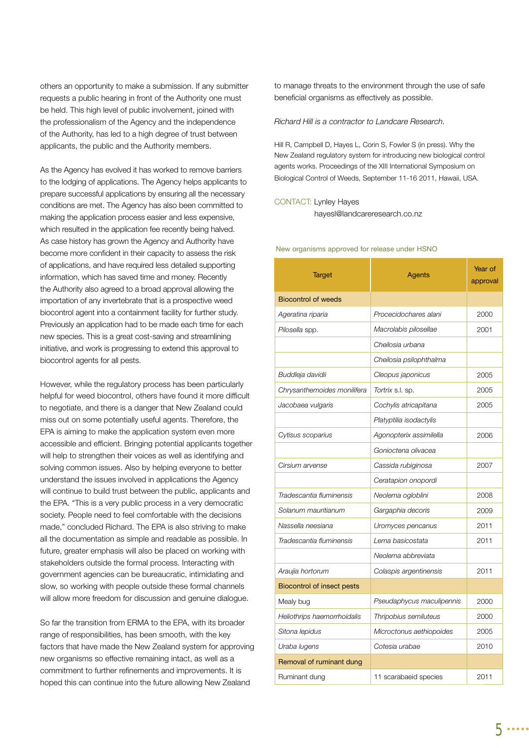others an opportunity to make a submission. If any submitter requests a public hearing in front of the Authority one must be held. This high level of public involvement, joined with the professionalism of the Agency and the independence of the Authority, has led to a high degree of trust between applicants, the public and the Authority members.

As the Agency has evolved it has worked to remove barriers to the lodging of applications. The Agency helps applicants to prepare successful applications by ensuring all the necessary conditions are met. The Agency has also been committed to making the application process easier and less expensive, which resulted in the application fee recently being halved. As case history has grown the Agency and Authority have become more confident in their capacity to assess the risk of applications, and have required less detailed supporting information, which has saved time and money. Recently the Authority also agreed to a broad approval allowing the importation of any invertebrate that is a prospective weed biocontrol agent into a containment facility for further study. Previously an application had to be made each time for each new species. This is a great cost-saving and streamlining initiative, and work is progressing to extend this approval to biocontrol agents for all pests.

However, while the regulatory process has been particularly helpful for weed biocontrol, others have found it more difficult to negotiate, and there is a danger that New Zealand could miss out on some potentially useful agents. Therefore, the EPA is aiming to make the application system even more accessible and efficient. Bringing potential applicants together will help to strengthen their voices as well as identifying and solving common issues. Also by helping everyone to better understand the issues involved in applications the Agency will continue to build trust between the public, applicants and the EPA. "This is a very public process in a very democratic society. People need to feel comfortable with the decisions made," concluded Richard. The EPA is also striving to make all the documentation as simple and readable as possible. In future, greater emphasis will also be placed on working with stakeholders outside the formal process. Interacting with government agencies can be bureaucratic, intimidating and slow, so working with people outside these formal channels will allow more freedom for discussion and genuine dialogue.

So far the transition from ERMA to the EPA, with its broader range of responsibilities, has been smooth, with the key factors that have made the New Zealand system for approving new organisms so effective remaining intact, as well as a commitment to further refinements and improvements. It is hoped this can continue into the future allowing New Zealand to manage threats to the environment through the use of safe beneficial organisms as effectively as possible.

*Richard Hill is a contractor to Landcare Research.*

Hill R, Campbell D, Hayes L, Corin S, Fowler S (in press). Why the New Zealand regulatory system for introducing new biological control agents works. Proceedings of the XIII International Symposium on Biological Control of Weeds, September 11-16 2011, Hawaii, USA.

CONTACT: Lynley Hayes
hayesl@landcareresearch.co.nz

New organisms approved for release under HSNO

| Target | Agents | Year of approval |
|---|---|---|
| Biocontrol of weeds | | |
| *Ageratina riparia* | *Procecidochares alani* | 2000 |
| *Pilosella* spp. | *Macrolabis pilosellae* | 2001 |
| | *Cheilosia urbana* | |
| | *Cheilosia psilophthalma* | |
| *Buddleja davidii* | *Cleopus japonicus* | 2005 |
| *Chrysanthemoides monilifera* | *Tortrix* s.l. sp. | 2005 |
| *Jacobaea vulgaris* | *Cochylis atricapitana* | 2005 |
| | *Platyptilia isodactylis* | |
| *Cytisus scoparius* | *Agonopterix assimilella* | 2006 |
| | *Gonioctena olivacea* | |
| *Cirsium arvense* | *Cassida rubiginosa* | 2007 |
| | *Ceratapion onopordi* | |
| *Tradescantia fluminensis* | *Neolema ogloblini* | 2008 |
| *Solanum mauritianum* | *Gargaphia decoris* | 2009 |
| *Nassella neesiana* | *Uromyces pencanus* | 2011 |
| *Tradescantia fluminensis* | *Lema basicostata* | 2011 |
| | *Neolema abbreviata* | |
| *Araujia hortorum* | *Colaspis argentinensis* | 2011 |
| Biocontrol of insect pests | | |
| Mealy bug | *Pseudaphycus maculipennis* | 2000 |
| *Heliothrips haemorrhoidalis* | *Thripobius semiluteus* | 2000 |
| *Sitona lepidus* | *Microctonus aethiopoides* | 2005 |
| *Uraba lugens* | *Cotesia urabae* | 2010 |
| Removal of ruminant dung | | |
| Ruminant dung | 11 scarabaeid species | 2011 |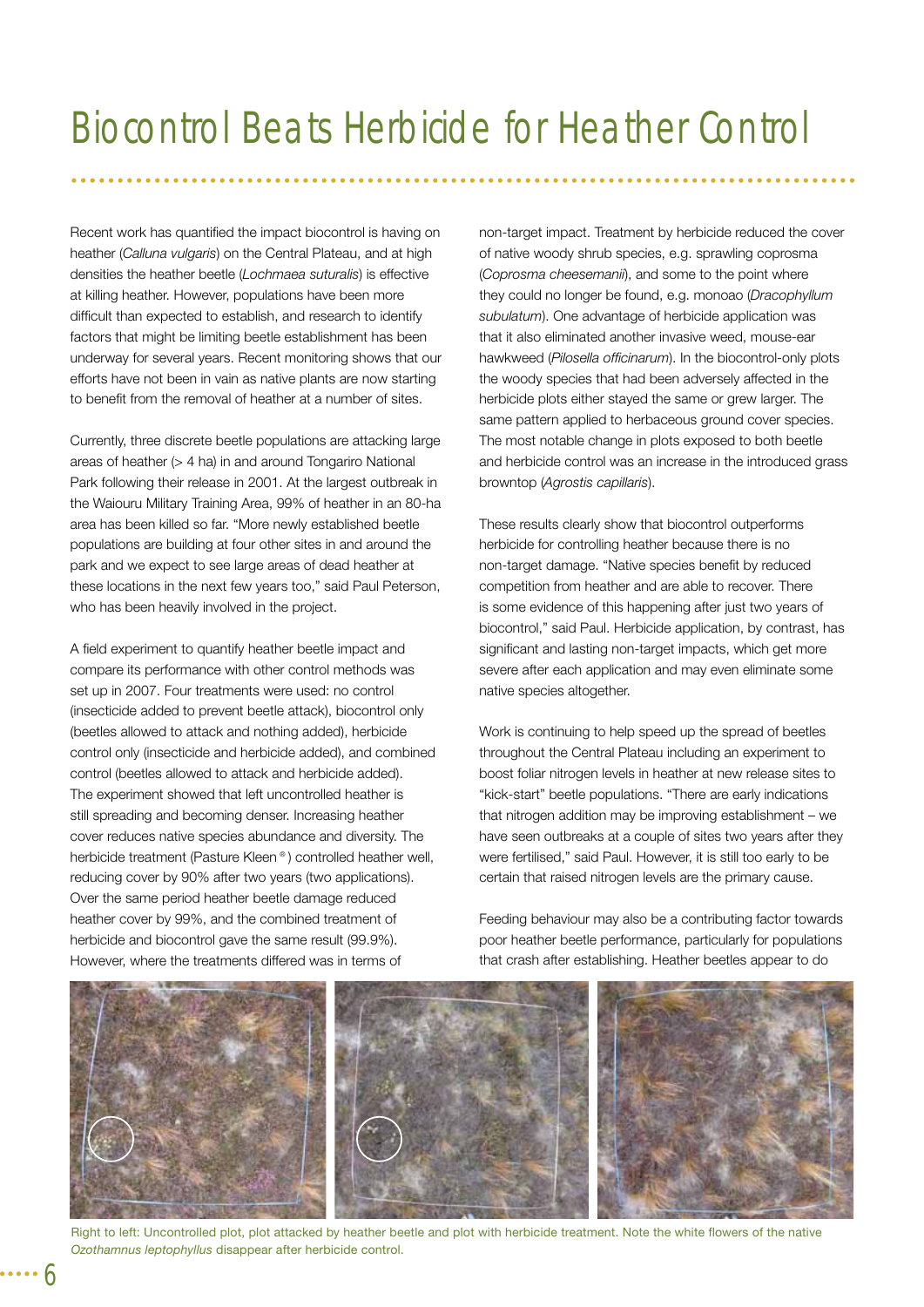# Biocontrol Beats Herbicide for Heather Control

Recent work has quantified the impact biocontrol is having on heather (*Calluna vulgaris*) on the Central Plateau, and at high densities the heather beetle (*Lochmaea suturalis*) is effective at killing heather. However, populations have been more difficult than expected to establish, and research to identify factors that might be limiting beetle establishment has been underway for several years. Recent monitoring shows that our efforts have not been in vain as native plants are now starting to benefit from the removal of heather at a number of sites.

Currently, three discrete beetle populations are attacking large areas of heather (> 4 ha) in and around Tongariro National Park following their release in 2001. At the largest outbreak in the Waiouru Military Training Area, 99% of heather in an 80-ha area has been killed so far. "More newly established beetle populations are building at four other sites in and around the park and we expect to see large areas of dead heather at these locations in the next few years too," said Paul Peterson, who has been heavily involved in the project.

A field experiment to quantify heather beetle impact and compare its performance with other control methods was set up in 2007. Four treatments were used: no control (insecticide added to prevent beetle attack), biocontrol only (beetles allowed to attack and nothing added), herbicide control only (insecticide and herbicide added), and combined control (beetles allowed to attack and herbicide added). The experiment showed that left uncontrolled heather is still spreading and becoming denser. Increasing heather cover reduces native species abundance and diversity. The herbicide treatment (Pasture Kleen®) controlled heather well, reducing cover by 90% after two years (two applications). Over the same period heather beetle damage reduced heather cover by 99%, and the combined treatment of herbicide and biocontrol gave the same result (99.9%). However, where the treatments differed was in terms of non-target impact. Treatment by herbicide reduced the cover of native woody shrub species, e.g. sprawling coprosma (*Coprosma cheesemanii*), and some to the point where they could no longer be found, e.g. monoao (*Dracophyllum subulatum*). One advantage of herbicide application was that it also eliminated another invasive weed, mouse-ear hawkweed (*Pilosella officinarum*). In the biocontrol-only plots the woody species that had been adversely affected in the herbicide plots either stayed the same or grew larger. The same pattern applied to herbaceous ground cover species. The most notable change in plots exposed to both beetle and herbicide control was an increase in the introduced grass browntop (*Agrostis capillaris*).

These results clearly show that biocontrol outperforms herbicide for controlling heather because there is no non-target damage. "Native species benefit by reduced competition from heather and are able to recover. There is some evidence of this happening after just two years of biocontrol," said Paul. Herbicide application, by contrast, has significant and lasting non-target impacts, which get more severe after each application and may even eliminate some native species altogether.

Work is continuing to help speed up the spread of beetles throughout the Central Plateau including an experiment to boost foliar nitrogen levels in heather at new release sites to "kick-start" beetle populations. "There are early indications that nitrogen addition may be improving establishment – we have seen outbreaks at a couple of sites two years after they were fertilised," said Paul. However, it is still too early to be certain that raised nitrogen levels are the primary cause.

Feeding behaviour may also be a contributing factor towards poor heather beetle performance, particularly for populations that crash after establishing. Heather beetles appear to do

Right to left: Uncontrolled plot, plot attacked by heather beetle and plot with herbicide treatment. Note the white flowers of the native *Ozothamnus leptophyllus* disappear after herbicide control.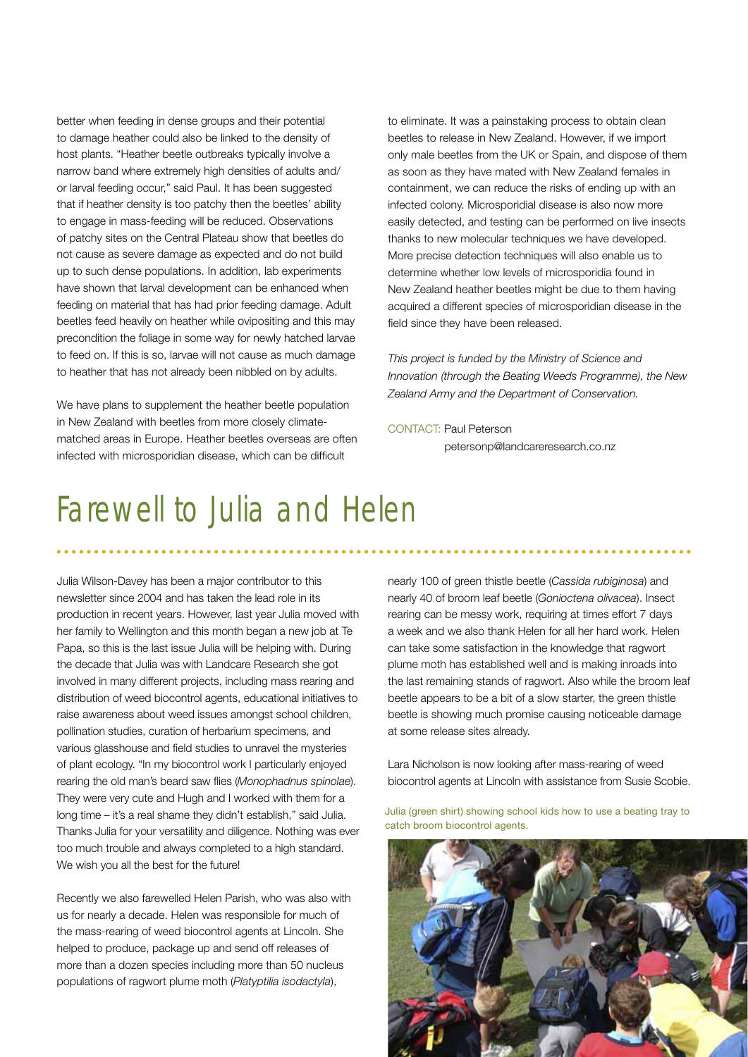better when feeding in dense groups and their potential to damage heather could also be linked to the density of host plants. "Heather beetle outbreaks typically involve a narrow band where extremely high densities of adults and/or larval feeding occur," said Paul. It has been suggested that if heather density is too patchy then the beetles' ability to engage in mass-feeding will be reduced. Observations of patchy sites on the Central Plateau show that beetles do not cause as severe damage as expected and do not build up to such dense populations. In addition, lab experiments have shown that larval development can be enhanced when feeding on material that has had prior feeding damage. Adult beetles feed heavily on heather while ovipositing and this may precondition the foliage in some way for newly hatched larvae to feed on. If this is so, larvae will not cause as much damage to heather that has not already been nibbled on by adults.

We have plans to supplement the heather beetle population in New Zealand with beetles from more closely climate-matched areas in Europe. Heather beetles overseas are often infected with microsporidian disease, which can be difficult to eliminate. It was a painstaking process to obtain clean beetles to release in New Zealand. However, if we import only male beetles from the UK or Spain, and dispose of them as soon as they have mated with New Zealand females in containment, we can reduce the risks of ending up with an infected colony. Microsporidial disease is also now more easily detected, and testing can be performed on live insects thanks to new molecular techniques we have developed. More precise detection techniques will also enable us to determine whether low levels of microsporidia found in New Zealand heather beetles might be due to them having acquired a different species of microsporidian disease in the field since they have been released.

*This project is funded by the Ministry of Science and Innovation (through the Beating Weeds Programme), the New Zealand Army and the Department of Conservation.*

CONTACT: Paul Peterson
petersonp@landcareresearch.co.nz

# Farewell to Julia and Helen

Julia Wilson-Davey has been a major contributor to this newsletter since 2004 and has taken the lead role in its production in recent years. However, last year Julia moved with her family to Wellington and this month began a new job at Te Papa, so this is the last issue Julia will be helping with. During the decade that Julia was with Landcare Research she got involved in many different projects, including mass rearing and distribution of weed biocontrol agents, educational initiatives to raise awareness about weed issues amongst school children, pollination studies, curation of herbarium specimens, and various glasshouse and field studies to unravel the mysteries of plant ecology. "In my biocontrol work I particularly enjoyed rearing the old man's beard saw flies (*Monophadnus spinolae*). They were very cute and Hugh and I worked with them for a long time – it's a real shame they didn't establish," said Julia. Thanks Julia for your versatility and diligence. Nothing was ever too much trouble and always completed to a high standard. We wish you all the best for the future!

Recently we also farewelled Helen Parish, who was also with us for nearly a decade. Helen was responsible for much of the mass-rearing of weed biocontrol agents at Lincoln. She helped to produce, package up and send off releases of more than a dozen species including more than 50 nucleus populations of ragwort plume moth (*Platyptilia isodactyla*), nearly 100 of green thistle beetle (*Cassida rubiginosa*) and nearly 40 of broom leaf beetle (*Gonioctena olivacea*). Insect rearing can be messy work, requiring at times effort 7 days a week and we also thank Helen for all her hard work. Helen can take some satisfaction in the knowledge that ragwort plume moth has established well and is making inroads into the last remaining stands of ragwort. Also while the broom leaf beetle appears to be a bit of a slow starter, the green thistle beetle is showing much promise causing noticeable damage at some release sites already.

Lara Nicholson is now looking after mass-rearing of weed biocontrol agents at Lincoln with assistance from Susie Scobie.

Julia (green shirt) showing school kids how to use a beating tray to catch broom biocontrol agents.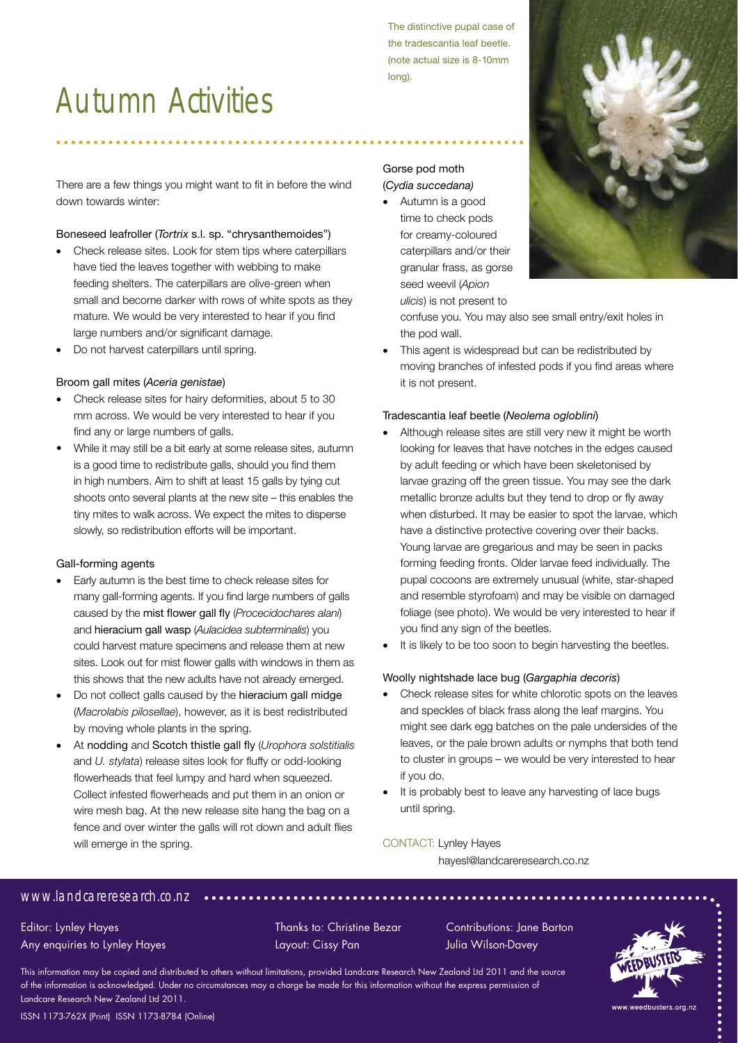# Autumn Activities

There are a few things you might want to fit in before the wind down towards winter:

### Boneseed leafroller (*Tortrix* s.l. sp. "chrysanthemoides")

- Check release sites. Look for stem tips where caterpillars have tied the leaves together with webbing to make feeding shelters. The caterpillars are olive-green when small and become darker with rows of white spots as they mature. We would be very interested to hear if you find large numbers and/or significant damage.
- Do not harvest caterpillars until spring.

### Broom gall mites (*Aceria genistae*)

- Check release sites for hairy deformities, about 5 to 30 mm across. We would be very interested to hear if you find any or large numbers of galls.
- While it may still be a bit early at some release sites, autumn is a good time to redistribute galls, should you find them in high numbers. Aim to shift at least 15 galls by tying cut shoots onto several plants at the new site – this enables the tiny mites to walk across. We expect the mites to disperse slowly, so redistribution efforts will be important.

### Gall-forming agents

- Early autumn is the best time to check release sites for many gall-forming agents. If you find large numbers of galls caused by the mist flower gall fly (*Procecidochares alani*) and hieracium gall wasp (*Aulacidea subterminalis*) you could harvest mature specimens and release them at new sites. Look out for mist flower galls with windows in them as this shows that the new adults have not already emerged.
- Do not collect galls caused by the hieracium gall midge (*Macrolabis pilosellae*), however, as it is best redistributed by moving whole plants in the spring.
- At nodding and Scotch thistle gall fly (*Urophora solstitialis* and *U. stylata*) release sites look for fluffy or odd-looking flowerheads that feel lumpy and hard when squeezed. Collect infested flowerheads and put them in an onion or wire mesh bag. At the new release site hang the bag on a fence and over winter the galls will rot down and adult flies will emerge in the spring.

### Gorse pod moth (*Cydia succedana)*

- Autumn is a good time to check pods for creamy-coloured caterpillars and/or their granular frass, as gorse seed weevil (*Apion ulicis*) is not present to confuse you. You may also see small entry/exit holes in the pod wall.
- This agent is widespread but can be redistributed by moving branches of infested pods if you find areas where it is not present.

The distinctive pupal case of the tradescantia leaf beetle. (note actual size is 8-10mm long).

### Tradescantia leaf beetle (*Neolema ogloblini*)

- Although release sites are still very new it might be worth looking for leaves that have notches in the edges caused by adult feeding or which have been skeletonised by larvae grazing off the green tissue. You may see the dark metallic bronze adults but they tend to drop or fly away when disturbed. It may be easier to spot the larvae, which have a distinctive protective covering over their backs. Young larvae are gregarious and may be seen in packs forming feeding fronts. Older larvae feed individually. The pupal cocoons are extremely unusual (white, star-shaped and resemble styrofoam) and may be visible on damaged foliage (see photo). We would be very interested to hear if you find any sign of the beetles.
- It is likely to be too soon to begin harvesting the beetles.

### Woolly nightshade lace bug (*Gargaphia decoris*)

- Check release sites for white chlorotic spots on the leaves and speckles of black frass along the leaf margins. You might see dark egg batches on the pale undersides of the leaves, or the pale brown adults or nymphs that both tend to cluster in groups – we would be very interested to hear if you do.
- It is probably best to leave any harvesting of lace bugs until spring.

CONTACT: Lynley Hayes
hayesl@landcareresearch.co.nz

www.landcareresearch.co.nz

Editor: Lynley Hayes
Any enquiries to Lynley Hayes

Thanks to: Christine Bezar
Layout: Cissy Pan

Contributions: Jane Barton
Julia Wilson-Davey

This information may be copied and distributed to others without limitations, provided Landcare Research New Zealand Ltd 2011 and the source of the information is acknowledged. Under no circumstances may a charge be made for this information without the express permission of Landcare Research New Zealand Ltd 2011.

ISSN 1173-762X (Print) ISSN 1173-8784 (Online)

www.weedbusters.org.nz